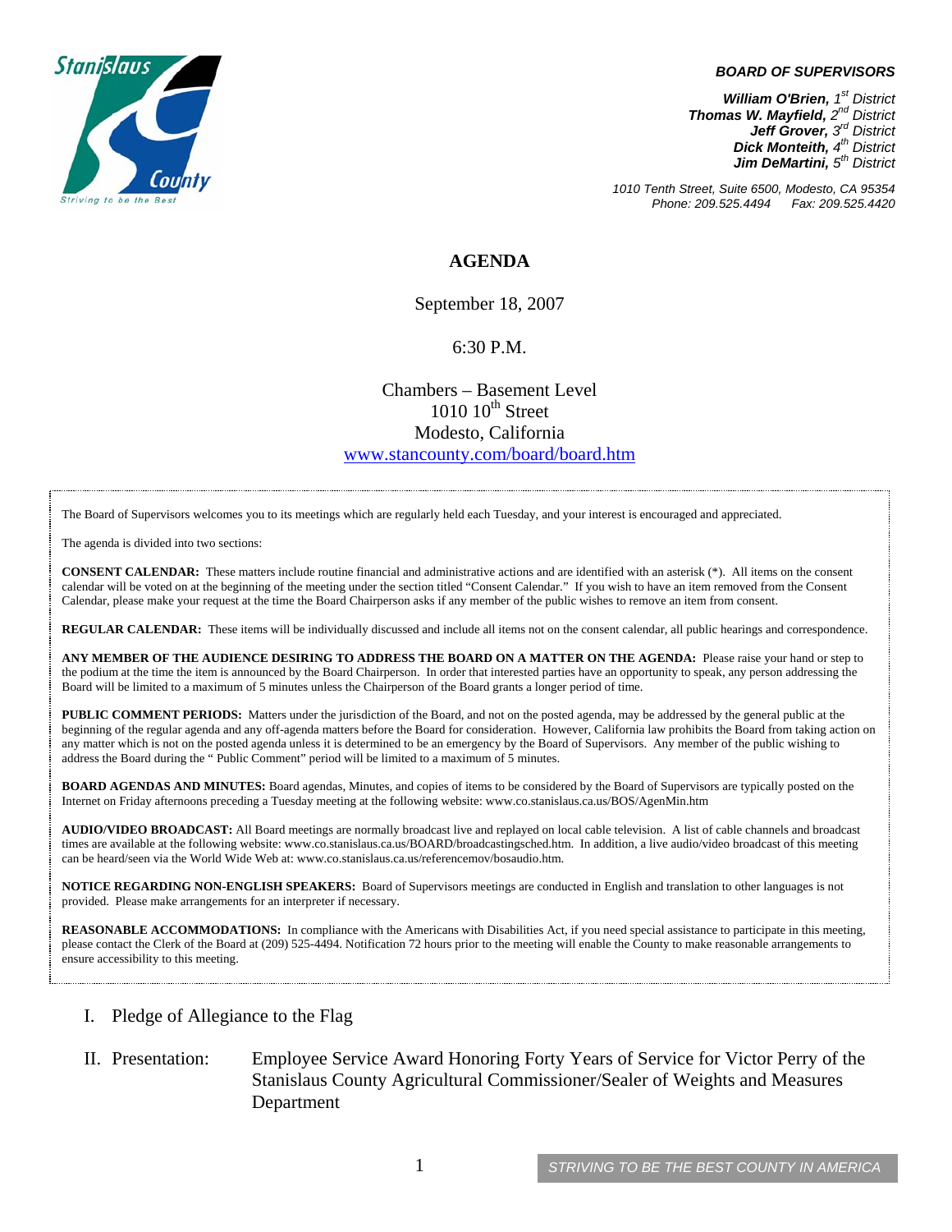**BOARD OF SUPERVISORS**

***William O'Brien,** 1st District*
***Thomas W. Mayfield,** 2nd District*
***Jeff Grover,** 3rd District*
***Dick Monteith,** 4th District*
***Jim DeMartini,** 5th District*

*1010 Tenth Street, Suite 6500, Modesto, CA 95354*
*Phone: 209.525.4494 Fax: 209.525.4420*

# AGENDA

September 18, 2007

6:30 P.M.

Chambers – Basement Level
1010 10th Street
Modesto, California
www.stancounty.com/board/board.htm

The Board of Supervisors welcomes you to its meetings which are regularly held each Tuesday, and your interest is encouraged and appreciated.

The agenda is divided into two sections:

**CONSENT CALENDAR:** These matters include routine financial and administrative actions and are identified with an asterisk (*). All items on the consent calendar will be voted on at the beginning of the meeting under the section titled "Consent Calendar." If you wish to have an item removed from the Consent Calendar, please make your request at the time the Board Chairperson asks if any member of the public wishes to remove an item from consent.

**REGULAR CALENDAR:** These items will be individually discussed and include all items not on the consent calendar, all public hearings and correspondence.

**ANY MEMBER OF THE AUDIENCE DESIRING TO ADDRESS THE BOARD ON A MATTER ON THE AGENDA:** Please raise your hand or step to the podium at the time the item is announced by the Board Chairperson. In order that interested parties have an opportunity to speak, any person addressing the Board will be limited to a maximum of 5 minutes unless the Chairperson of the Board grants a longer period of time.

**PUBLIC COMMENT PERIODS:** Matters under the jurisdiction of the Board, and not on the posted agenda, may be addressed by the general public at the beginning of the regular agenda and any off-agenda matters before the Board for consideration. However, California law prohibits the Board from taking action on any matter which is not on the posted agenda unless it is determined to be an emergency by the Board of Supervisors. Any member of the public wishing to address the Board during the " Public Comment" period will be limited to a maximum of 5 minutes.

**BOARD AGENDAS AND MINUTES:** Board agendas, Minutes, and copies of items to be considered by the Board of Supervisors are typically posted on the Internet on Friday afternoons preceding a Tuesday meeting at the following website: www.co.stanislaus.ca.us/BOS/AgenMin.htm

**AUDIO/VIDEO BROADCAST:** All Board meetings are normally broadcast live and replayed on local cable television. A list of cable channels and broadcast times are available at the following website: www.co.stanislaus.ca.us/BOARD/broadcastingsched.htm. In addition, a live audio/video broadcast of this meeting can be heard/seen via the World Wide Web at: www.co.stanislaus.ca.us/referencemov/bosaudio.htm.

**NOTICE REGARDING NON-ENGLISH SPEAKERS:** Board of Supervisors meetings are conducted in English and translation to other languages is not provided. Please make arrangements for an interpreter if necessary.

**REASONABLE ACCOMMODATIONS:** In compliance with the Americans with Disabilities Act, if you need special assistance to participate in this meeting, please contact the Clerk of the Board at (209) 525-4494. Notification 72 hours prior to the meeting will enable the County to make reasonable arrangements to ensure accessibility to this meeting.

I. Pledge of Allegiance to the Flag

II. Presentation: Employee Service Award Honoring Forty Years of Service for Victor Perry of the Stanislaus County Agricultural Commissioner/Sealer of Weights and Measures Department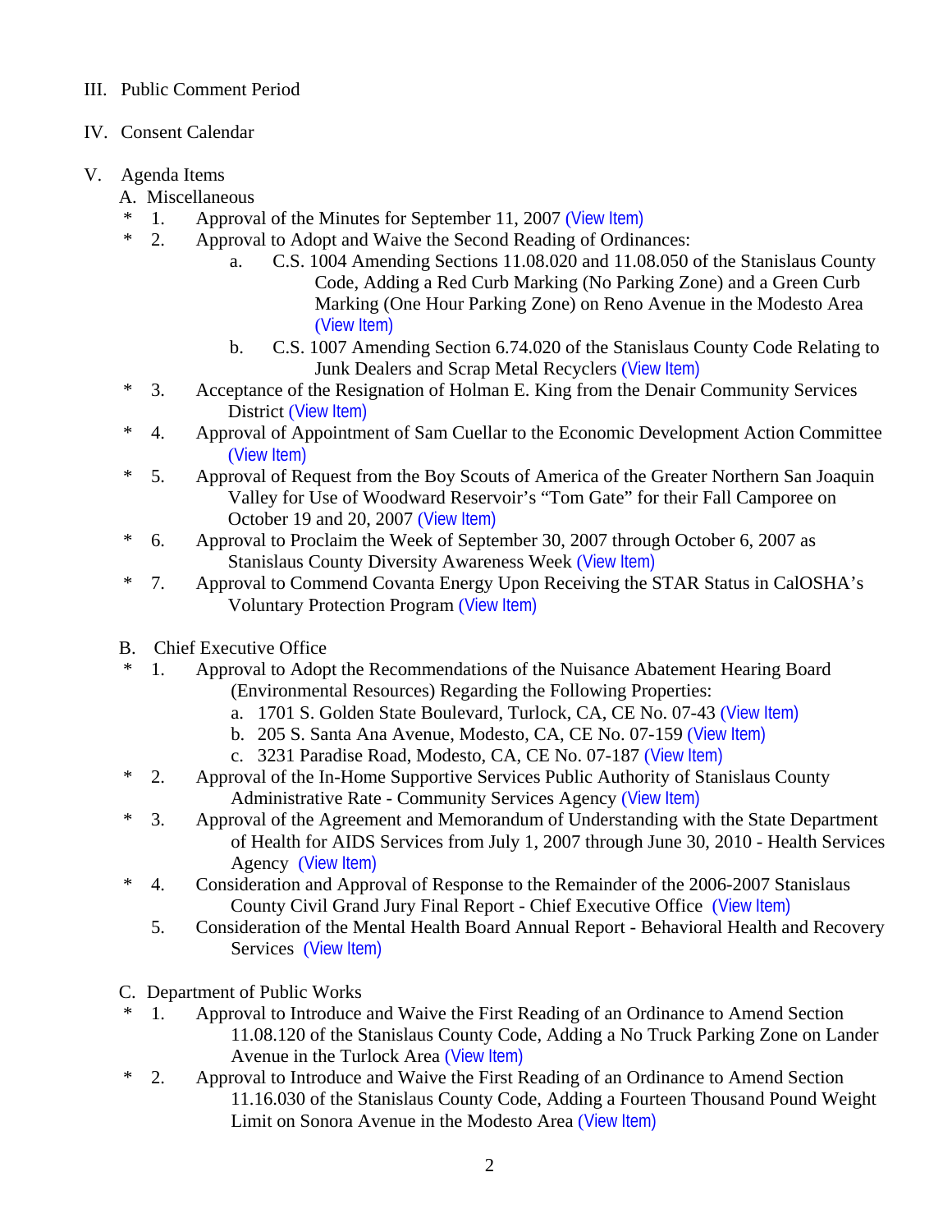III. Public Comment Period

IV. Consent Calendar

V. Agenda Items

A. Miscellaneous

* 1. Approval of the Minutes for September 11, 2007 (View Item)
* 2. Approval to Adopt and Waive the Second Reading of Ordinances:
  - a. C.S. 1004 Amending Sections 11.08.020 and 11.08.050 of the Stanislaus County Code, Adding a Red Curb Marking (No Parking Zone) and a Green Curb Marking (One Hour Parking Zone) on Reno Avenue in the Modesto Area (View Item)
  - b. C.S. 1007 Amending Section 6.74.020 of the Stanislaus County Code Relating to Junk Dealers and Scrap Metal Recyclers (View Item)
* 3. Acceptance of the Resignation of Holman E. King from the Denair Community Services District (View Item)
* 4. Approval of Appointment of Sam Cuellar to the Economic Development Action Committee (View Item)
* 5. Approval of Request from the Boy Scouts of America of the Greater Northern San Joaquin Valley for Use of Woodward Reservoir's "Tom Gate" for their Fall Camporee on October 19 and 20, 2007 (View Item)
* 6. Approval to Proclaim the Week of September 30, 2007 through October 6, 2007 as Stanislaus County Diversity Awareness Week (View Item)
* 7. Approval to Commend Covanta Energy Upon Receiving the STAR Status in CalOSHA's Voluntary Protection Program (View Item)

B. Chief Executive Office

* 1. Approval to Adopt the Recommendations of the Nuisance Abatement Hearing Board (Environmental Resources) Regarding the Following Properties:
  - a. 1701 S. Golden State Boulevard, Turlock, CA, CE No. 07-43 (View Item)
  - b. 205 S. Santa Ana Avenue, Modesto, CA, CE No. 07-159 (View Item)
  - c. 3231 Paradise Road, Modesto, CA, CE No. 07-187 (View Item)
* 2. Approval of the In-Home Supportive Services Public Authority of Stanislaus County Administrative Rate - Community Services Agency (View Item)
* 3. Approval of the Agreement and Memorandum of Understanding with the State Department of Health for AIDS Services from July 1, 2007 through June 30, 2010 - Health Services Agency (View Item)
* 4. Consideration and Approval of Response to the Remainder of the 2006-2007 Stanislaus County Civil Grand Jury Final Report - Chief Executive Office (View Item)

5. Consideration of the Mental Health Board Annual Report - Behavioral Health and Recovery Services (View Item)

C. Department of Public Works

* 1. Approval to Introduce and Waive the First Reading of an Ordinance to Amend Section 11.08.120 of the Stanislaus County Code, Adding a No Truck Parking Zone on Lander Avenue in the Turlock Area (View Item)
* 2. Approval to Introduce and Waive the First Reading of an Ordinance to Amend Section 11.16.030 of the Stanislaus County Code, Adding a Fourteen Thousand Pound Weight Limit on Sonora Avenue in the Modesto Area (View Item)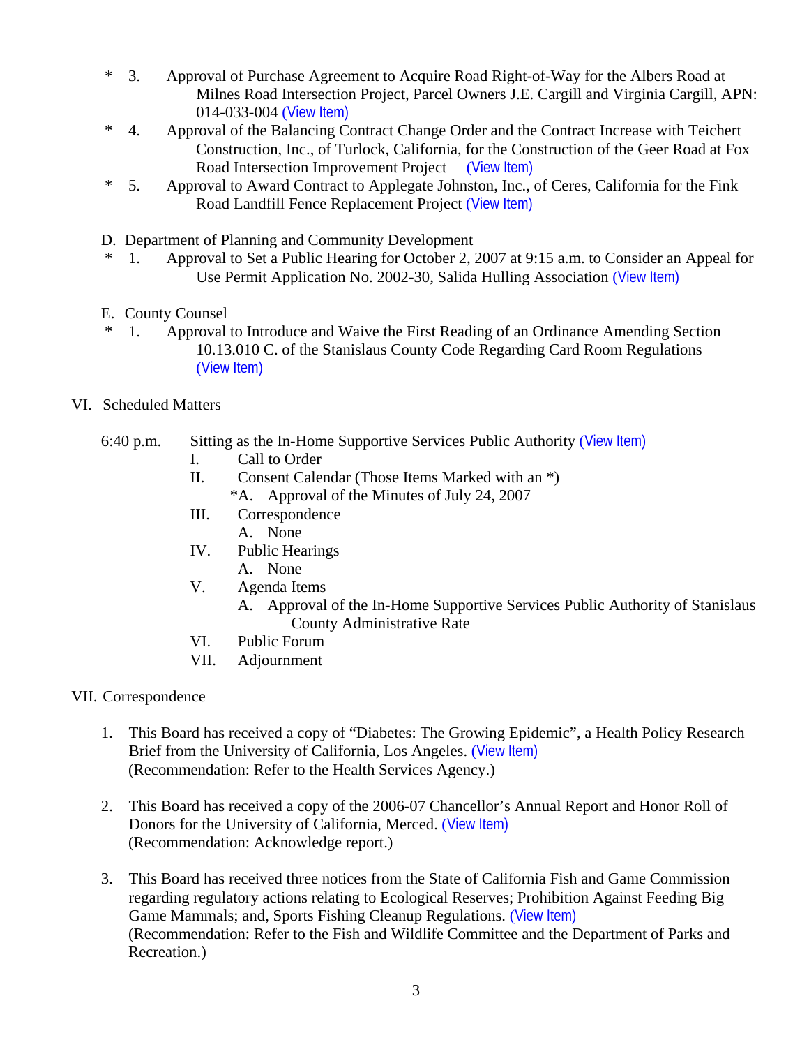- \* 3. Approval of Purchase Agreement to Acquire Road Right-of-Way for the Albers Road at Milnes Road Intersection Project, Parcel Owners J.E. Cargill and Virginia Cargill, APN: 014-033-004 (View Item)
- \* 4. Approval of the Balancing Contract Change Order and the Contract Increase with Teichert Construction, Inc., of Turlock, California, for the Construction of the Geer Road at Fox Road Intersection Improvement Project (View Item)
- \* 5. Approval to Award Contract to Applegate Johnston, Inc., of Ceres, California for the Fink Road Landfill Fence Replacement Project (View Item)

D. Department of Planning and Community Development

- \* 1. Approval to Set a Public Hearing for October 2, 2007 at 9:15 a.m. to Consider an Appeal for Use Permit Application No. 2002-30, Salida Hulling Association (View Item)

E. County Counsel

- \* 1. Approval to Introduce and Waive the First Reading of an Ordinance Amending Section 10.13.010 C. of the Stanislaus County Code Regarding Card Room Regulations (View Item)

VI. Scheduled Matters

6:40 p.m. Sitting as the In-Home Supportive Services Public Authority (View Item)

- I. Call to Order
- II. Consent Calendar (Those Items Marked with an *)
  - *A. Approval of the Minutes of July 24, 2007
- III. Correspondence
  - A. None
- IV. Public Hearings
  - A. None
- V. Agenda Items
  - A. Approval of the In-Home Supportive Services Public Authority of Stanislaus County Administrative Rate
- VI. Public Forum
- VII. Adjournment

VII. Correspondence

1. This Board has received a copy of "Diabetes: The Growing Epidemic", a Health Policy Research Brief from the University of California, Los Angeles. (View Item)
   (Recommendation: Refer to the Health Services Agency.)

2. This Board has received a copy of the 2006-07 Chancellor's Annual Report and Honor Roll of Donors for the University of California, Merced. (View Item)
   (Recommendation: Acknowledge report.)

3. This Board has received three notices from the State of California Fish and Game Commission regarding regulatory actions relating to Ecological Reserves; Prohibition Against Feeding Big Game Mammals; and, Sports Fishing Cleanup Regulations. (View Item)
   (Recommendation: Refer to the Fish and Wildlife Committee and the Department of Parks and Recreation.)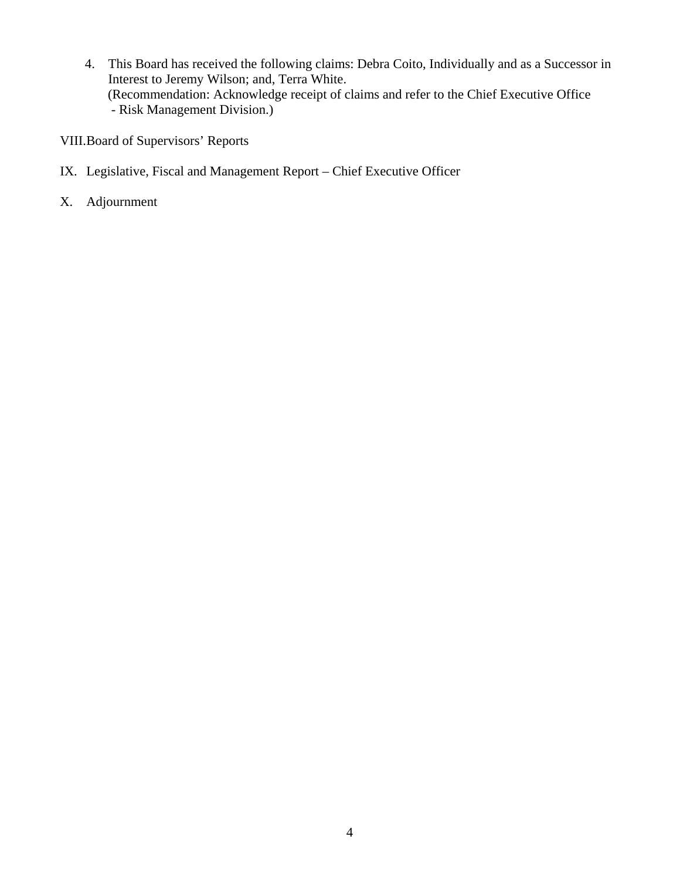4. This Board has received the following claims: Debra Coito, Individually and as a Successor in Interest to Jeremy Wilson; and, Terra White.
   (Recommendation: Acknowledge receipt of claims and refer to the Chief Executive Office - Risk Management Division.)

VIII. Board of Supervisors' Reports

IX. Legislative, Fiscal and Management Report – Chief Executive Officer

X. Adjournment